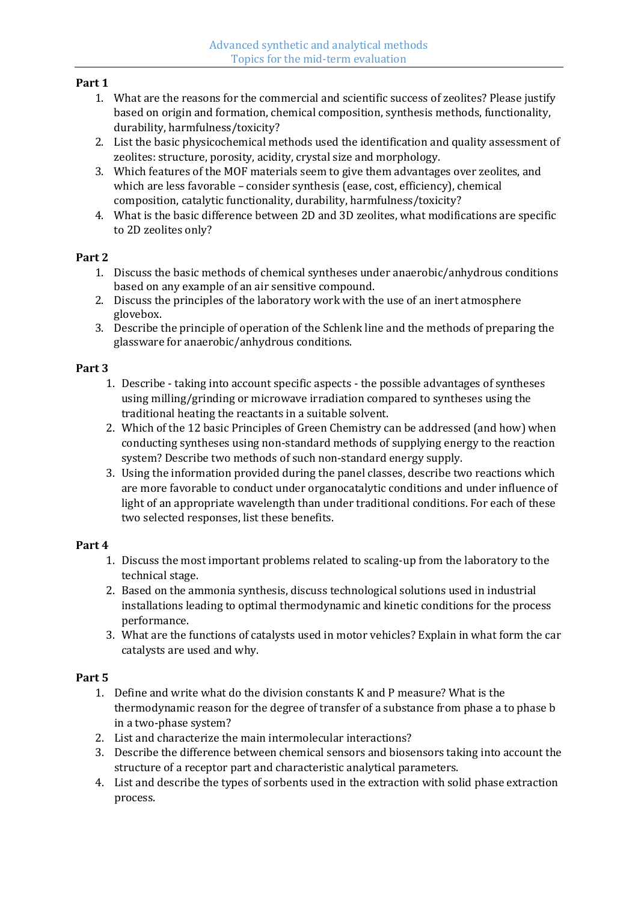# Advanced synthetic and analytical methods
## Topics for the mid-term evaluation

**Part 1**

1. What are the reasons for the commercial and scientific success of zeolites? Please justify based on origin and formation, chemical composition, synthesis methods, functionality, durability, harmfulness/toxicity?
2. List the basic physicochemical methods used the identification and quality assessment of zeolites: structure, porosity, acidity, crystal size and morphology.
3. Which features of the MOF materials seem to give them advantages over zeolites, and which are less favorable – consider synthesis (ease, cost, efficiency), chemical composition, catalytic functionality, durability, harmfulness/toxicity?
4. What is the basic difference between 2D and 3D zeolites, what modifications are specific to 2D zeolites only?

**Part 2**

1. Discuss the basic methods of chemical syntheses under anaerobic/anhydrous conditions based on any example of an air sensitive compound.
2. Discuss the principles of the laboratory work with the use of an inert atmosphere glovebox.
3. Describe the principle of operation of the Schlenk line and the methods of preparing the glassware for anaerobic/anhydrous conditions.

**Part 3**

1. Describe - taking into account specific aspects - the possible advantages of syntheses using milling/grinding or microwave irradiation compared to syntheses using the traditional heating the reactants in a suitable solvent.
2. Which of the 12 basic Principles of Green Chemistry can be addressed (and how) when conducting syntheses using non-standard methods of supplying energy to the reaction system? Describe two methods of such non-standard energy supply.
3. Using the information provided during the panel classes, describe two reactions which are more favorable to conduct under organocatalytic conditions and under influence of light of an appropriate wavelength than under traditional conditions. For each of these two selected responses, list these benefits.

**Part 4**

1. Discuss the most important problems related to scaling-up from the laboratory to the technical stage.
2. Based on the ammonia synthesis, discuss technological solutions used in industrial installations leading to optimal thermodynamic and kinetic conditions for the process performance.
3. What are the functions of catalysts used in motor vehicles? Explain in what form the car catalysts are used and why.

**Part 5**

1. Define and write what do the division constants K and P measure? What is the thermodynamic reason for the degree of transfer of a substance from phase a to phase b in a two-phase system?
2. List and characterize the main intermolecular interactions?
3. Describe the difference between chemical sensors and biosensors taking into account the structure of a receptor part and characteristic analytical parameters.
4. List and describe the types of sorbents used in the extraction with solid phase extraction process.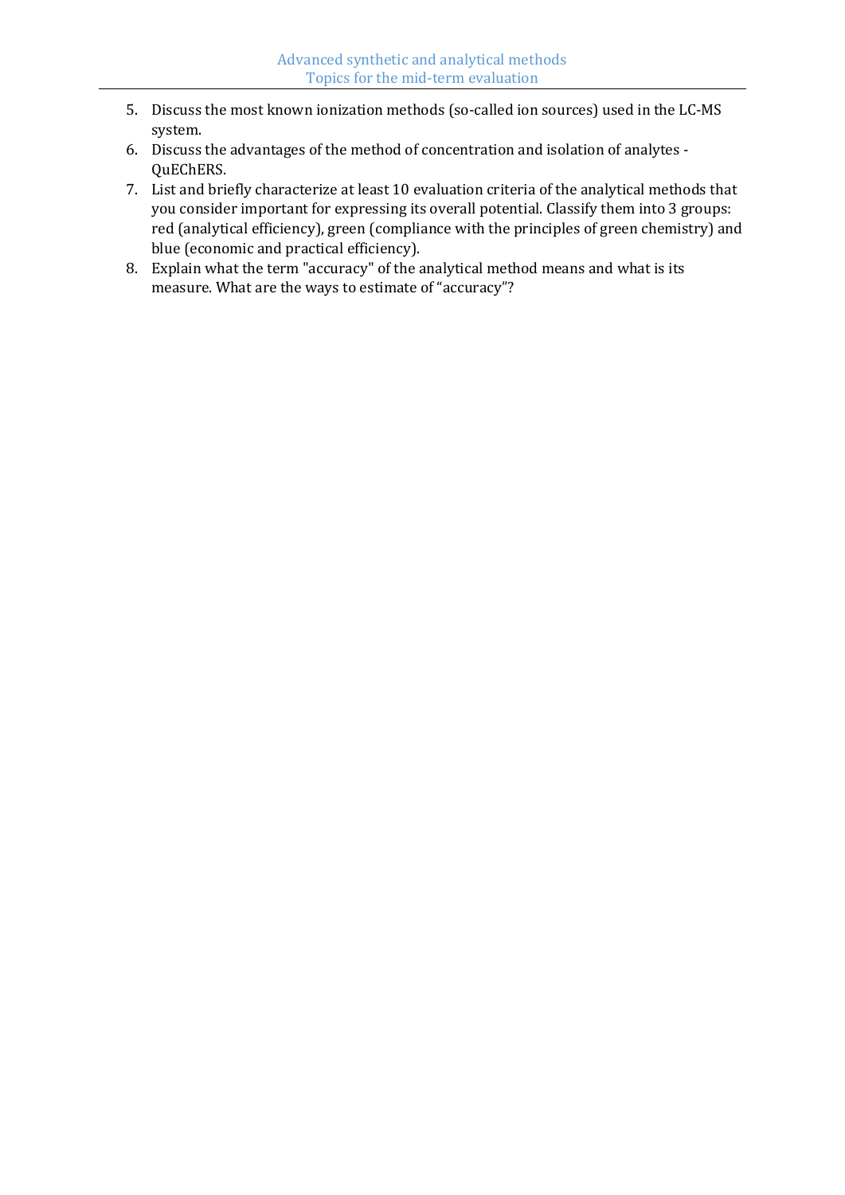5. Discuss the most known ionization methods (so-called ion sources) used in the LC-MS system.
6. Discuss the advantages of the method of concentration and isolation of analytes - QuEChERS.
7. List and briefly characterize at least 10 evaluation criteria of the analytical methods that you consider important for expressing its overall potential. Classify them into 3 groups: red (analytical efficiency), green (compliance with the principles of green chemistry) and blue (economic and practical efficiency).
8. Explain what the term "accuracy" of the analytical method means and what is its measure. What are the ways to estimate of "accuracy"?